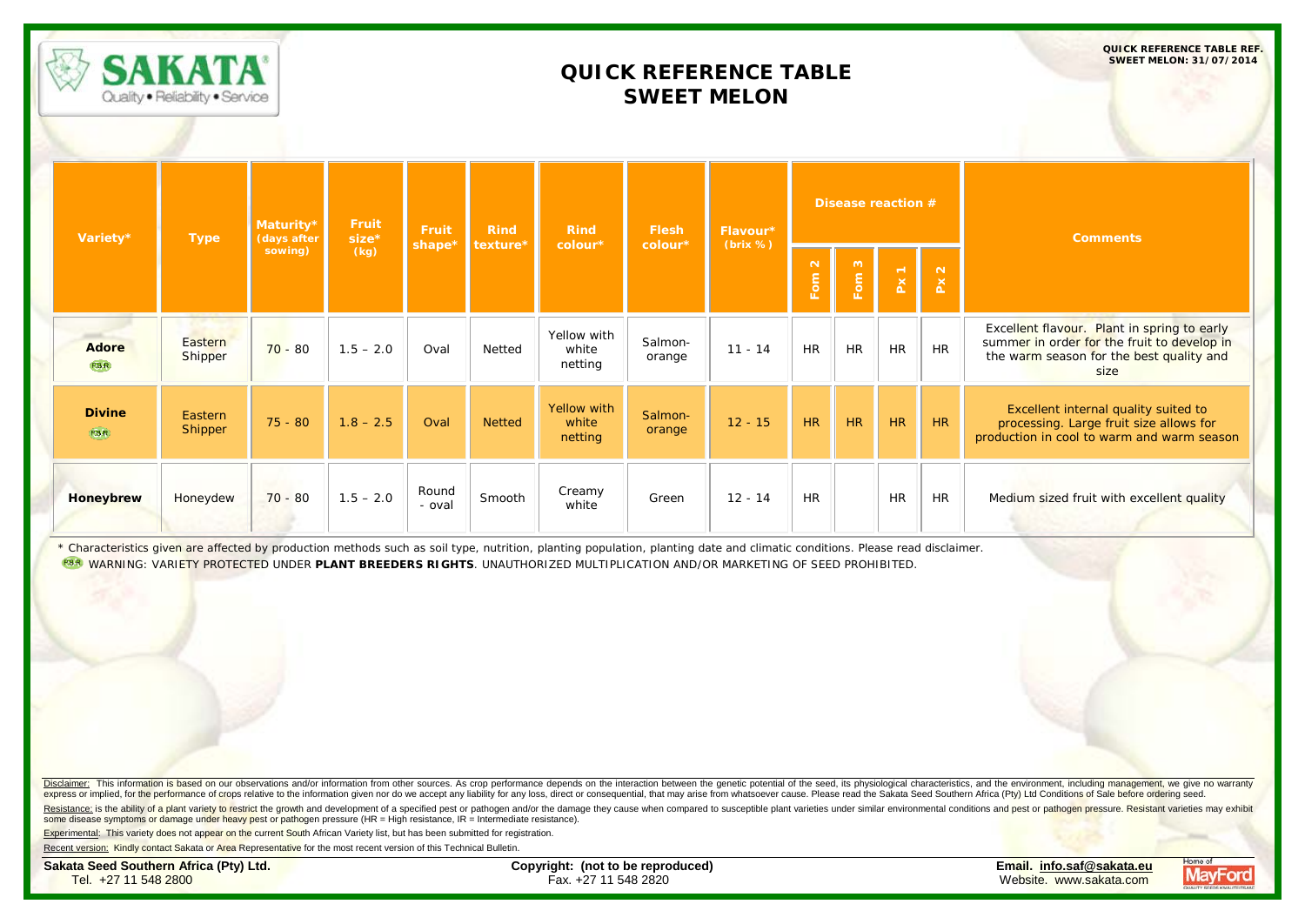SAKATA
Quality • Reliability • Service

QUICK REFERENCE TABLE REF.
SWEET MELON: 31/07/2014

# QUICK REFERENCE TABLE
# SWEET MELON

| Variety* | Type | Maturity* (days after sowing) | Fruit size* (kg) | Fruit shape* | Rind texture* | Rind colour* | Flesh colour* | Flavour* (brix %) | Disease reaction # | | | | Comments |
|---|---|---|---|---|---|---|---|---|---|---|---|---|---|
| | | | | | | | | | Fom 2 | Fom 3 | Px 1 | Px 2 | |
| **Adore** PBR | Eastern Shipper | 70 - 80 | 1.5 – 2.0 | Oval | Netted | Yellow with white netting | Salmon-orange | 11 - 14 | HR | HR | HR | HR | Excellent flavour. Plant in spring to early summer in order for the fruit to develop in the warm season for the best quality and size |
| **Divine** PBR | Eastern Shipper | 75 - 80 | 1.8 – 2.5 | Oval | Netted | Yellow with white netting | Salmon-orange | 12 - 15 | HR | HR | HR | HR | Excellent internal quality suited to processing. Large fruit size allows for production in cool to warm and warm season |
| **Honeybrew** | Honeydew | 70 - 80 | 1.5 – 2.0 | Round - oval | Smooth | Creamy white | Green | 12 - 14 | HR | | HR | HR | Medium sized fruit with excellent quality |

* Characteristics given are affected by production methods such as soil type, nutrition, planting population, planting date and climatic conditions. Please read disclaimer.

PBR WARNING: VARIETY PROTECTED UNDER **PLANT BREEDERS RIGHTS**. UNAUTHORIZED MULTIPLICATION AND/OR MARKETING OF SEED PROHIBITED.

Disclaimer: This information is based on our observations and/or information from other sources. As crop performance depends on the interaction between the genetic potential of the seed, its physiological characteristics, and the environment, including management, we give no warranty express or implied, for the performance of crops relative to the information given nor do we accept any liability for any loss, direct or consequential, that may arise from whatsoever cause. Please read the Sakata Seed Southern Africa (Pty) Ltd Conditions of Sale before ordering seed.

Resistance: is the ability of a plant variety to restrict the growth and development of a specified pest or pathogen and/or the damage they cause when compared to susceptible plant varieties under similar environmental conditions and pest or pathogen pressure. Resistant varieties may exhibit some disease symptoms or damage under heavy pest or pathogen pressure (HR = High resistance, IR = Intermediate resistance).

Experimental: This variety does not appear on the current South African Variety list, but has been submitted for registration.

Recent version: Kindly contact Sakata or Area Representative for the most recent version of this Technical Bulletin.

**Sakata Seed Southern Africa (Pty) Ltd.**
Tel. +27 11 548 2800

**Copyright: (not to be reproduced)**
Fax. +27 11 548 2820

**Email. info.saf@sakata.eu**
Website. www.sakata.com

Home of MayFord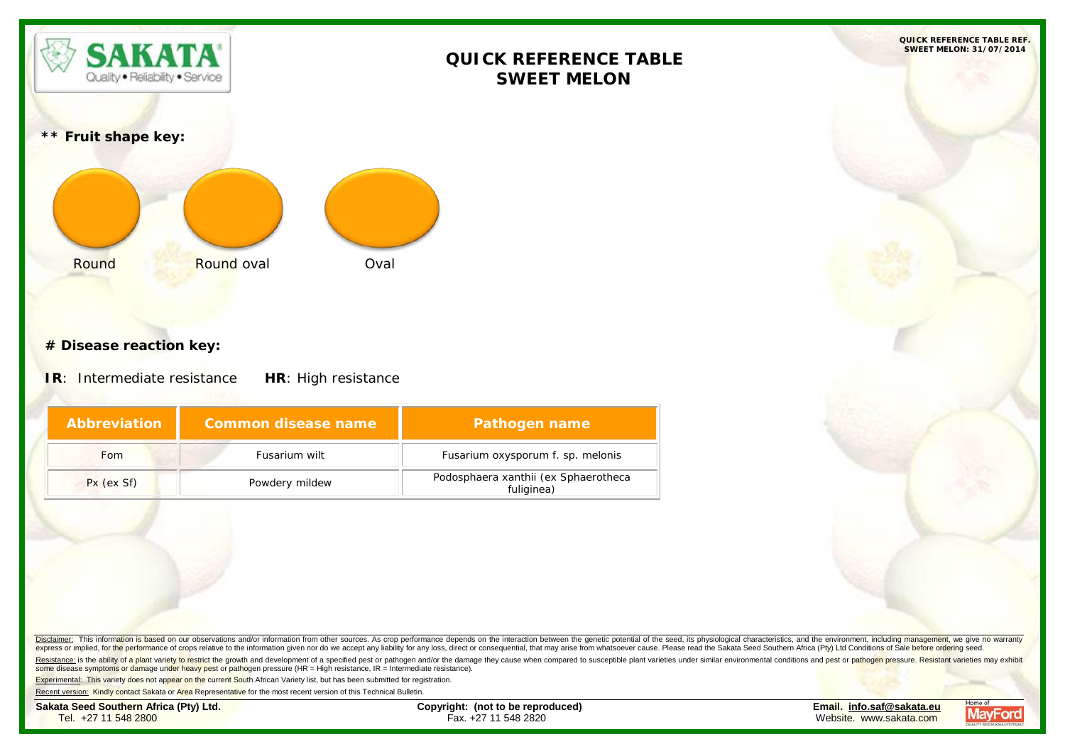# QUICK REFERENCE TABLE
# SWEET MELON

QUICK REFERENCE TABLE REF. SWEET MELON: 31/07/2014

## ** Fruit shape key:

Round

Round oval

Oval

## # Disease reaction key:

**IR**: Intermediate resistance **HR**: High resistance

| Abbreviation | Common disease name | Pathogen name |
|---|---|---|
| Fom | Fusarium wilt | Fusarium oxysporum f. sp. melonis |
| Px (ex Sf) | Powdery mildew | Podosphaera xanthii (ex Sphaerotheca fuliginea) |

Disclaimer: This information is based on our observations and/or information from other sources. As crop performance depends on the interaction between the genetic potential of the seed, its physiological characteristics, and the environment, including management, we give no warranty express or implied, for the performance of crops relative to the information given nor do we accept any liability for any loss, direct or consequential, that may arise from whatsoever cause. Please read the Sakata Seed Southern Africa (Pty) Ltd Conditions of Sale before ordering seed.

Resistance: is the ability of a plant variety to restrict the growth and development of a specified pest or pathogen and/or the damage they cause when compared to susceptible plant varieties under similar environmental conditions and pest or pathogen pressure. Resistant varieties may exhibit some disease symptoms or damage under heavy pest or pathogen pressure (HR = High resistance, IR = Intermediate resistance).

Experimental: This variety does not appear on the current South African Variety list, but has been submitted for registration.

Recent version: Kindly contact Sakata or Area Representative for the most recent version of this Technical Bulletin.

**Sakata Seed Southern Africa (Pty) Ltd.** Tel. +27 11 548 2800

**Copyright: (not to be reproduced)** Fax. +27 11 548 2820

**Email. info.saf@sakata.eu** Website. www.sakata.com